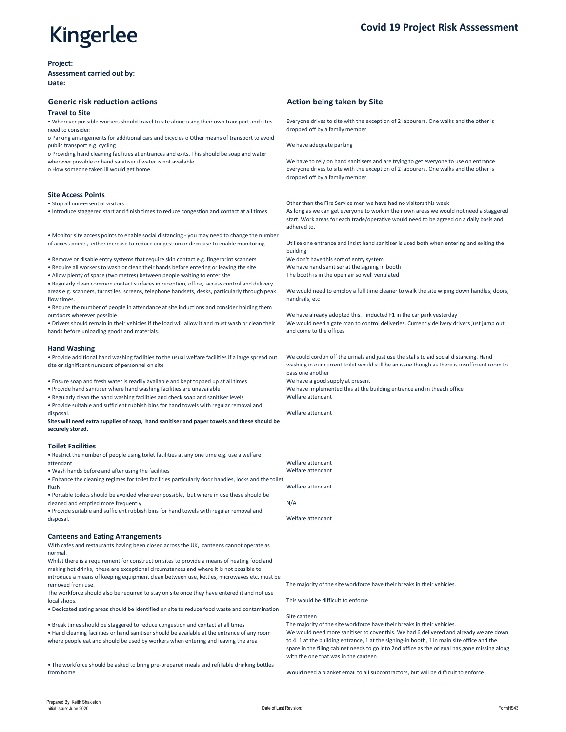Kingerlee

# Covid 19 Project Risk Asssessment

**Project:**
**Assessment carried out by:**
**Date:**

| Generic risk reduction actions | Action being taken by Site |
|---|---|
| **Travel to Site** | |
| • Wherever possible workers should travel to site alone using their own transport and sites need to consider: | Everyone drives to site with the exception of 2 labourers. One walks and the other is dropped off by a family member |
| o Parking arrangements for additional cars and bicycles o Other means of transport to avoid public transport e.g. cycling | We have adequate parking |
| o Providing hand cleaning facilities at entrances and exits. This should be soap and water wherever possible or hand sanitiser if water is not available | We have to rely on hand sanitisers and are trying to get everyone to use on entrance |
| o How someone taken ill would get home. | Everyone drives to site with the exception of 2 labourers. One walks and the other is dropped off by a family member |
| **Site Access Points** | |
| • Stop all non-essential visitors | Other than the Fire Service men we have had no visitors this week |
| • Introduce staggered start and finish times to reduce congestion and contact at all times | As long as we can get everyone to work in their own areas we would not need a staggered start. Work areas for each trade/operative would need to be agreed on a daily basis and adhered to. |
| • Monitor site access points to enable social distancing - you may need to change the number of access points, either increase to reduce congestion or decrease to enable monitoring | Utilise one entrance and insist hand sanitiser is used both when entering and exiting the building |
| • Remove or disable entry systems that require skin contact e.g. fingerprint scanners | We don't have this sort of entry system. |
| • Require all workers to wash or clean their hands before entering or leaving the site | We have hand sanitiser at the signing in booth |
| • Allow plenty of space (two metres) between people waiting to enter site | The booth is in the open air so well ventilated |
| • Regularly clean common contact surfaces in reception, office, access control and delivery areas e.g. scanners, turnstiles, screens, telephone handsets, desks, particularly through peak flow times. | We would need to employ a full time cleaner to walk the site wiping down handles, doors, handrails, etc |
| • Reduce the number of people in attendance at site inductions and consider holding them outdoors wherever possible | We have already adopted this. I inducted F1 in the car park yesterday |
| • Drivers should remain in their vehicles if the load will allow it and must wash or clean their hands before unloading goods and materials. | We would need a gate man to control deliveries. Currently delivery drivers just jump out and come to the offices |
| **Hand Washing** | |
| • Provide additional hand washing facilities to the usual welfare facilities if a large spread out site or significant numbers of personnel on site | We could cordon off the urinals and just use the stalls to aid social distancing. Hand washing in our current toilet would still be an issue though as there is insufficient room to pass one another |
| • Ensure soap and fresh water is readily available and kept topped up at all times | We have a good supply at present |
| • Provide hand sanitiser where hand washing facilities are unavailable | We have implemented this at the building entrance and in theach office |
| • Regularly clean the hand washing facilities and check soap and sanitiser levels | Welfare attendant |
| • Provide suitable and sufficient rubbish bins for hand towels with regular removal and disposal. | Welfare attendant |
| **Sites will need extra supplies of soap, hand sanitiser and paper towels and these should be securely stored.** | |
| **Toilet Facilities** | |
| • Restrict the number of people using toilet facilities at any one time e.g. use a welfare attendant | Welfare attendant |
| • Wash hands before and after using the facilities | Welfare attendant |
| • Enhance the cleaning regimes for toilet facilities particularly door handles, locks and the toilet flush | Welfare attendant |
| • Portable toilets should be avoided wherever possible, but where in use these should be cleaned and emptied more frequently | N/A |
| • Provide suitable and sufficient rubbish bins for hand towels with regular removal and disposal. | Welfare attendant |
| **Canteens and Eating Arrangements** | |
| With cafes and restaurants having been closed across the UK, canteens cannot operate as normal. | |
| Whilst there is a requirement for construction sites to provide a means of heating food and making hot drinks, these are exceptional circumstances and where it is not possible to introduce a means of keeping equipment clean between use, kettles, microwaves etc. must be removed from use. | The majority of the site workforce have their breaks in their vehicles. |
| The workforce should also be required to stay on site once they have entered it and not use local shops. | This would be difficult to enforce |
| • Dedicated eating areas should be identified on site to reduce food waste and contamination | Site canteen |
| • Break times should be staggered to reduce congestion and contact at all times | The majority of the site workforce have their breaks in their vehicles. |
| • Hand cleaning facilities or hand sanitiser should be available at the entrance of any room where people eat and should be used by workers when entering and leaving the area | We would need more sanitiser to cover this. We had 6 delivered and already we are down to 4. 1 at the building entrance, 1 at the signing-in booth, 1 in main site office and the spare in the filing cabinet needs to go into 2nd office as the orignal has gone missing along with the one that was in the canteen |
| • The workforce should be asked to bring pre-prepared meals and refillable drinking bottles from home | Would need a blanket email to all subcontractors, but will be difficult to enforce |

Prepared By: Keith Shakleton
Initial Issue: June 2020

Date of Last Revision:

FormHS43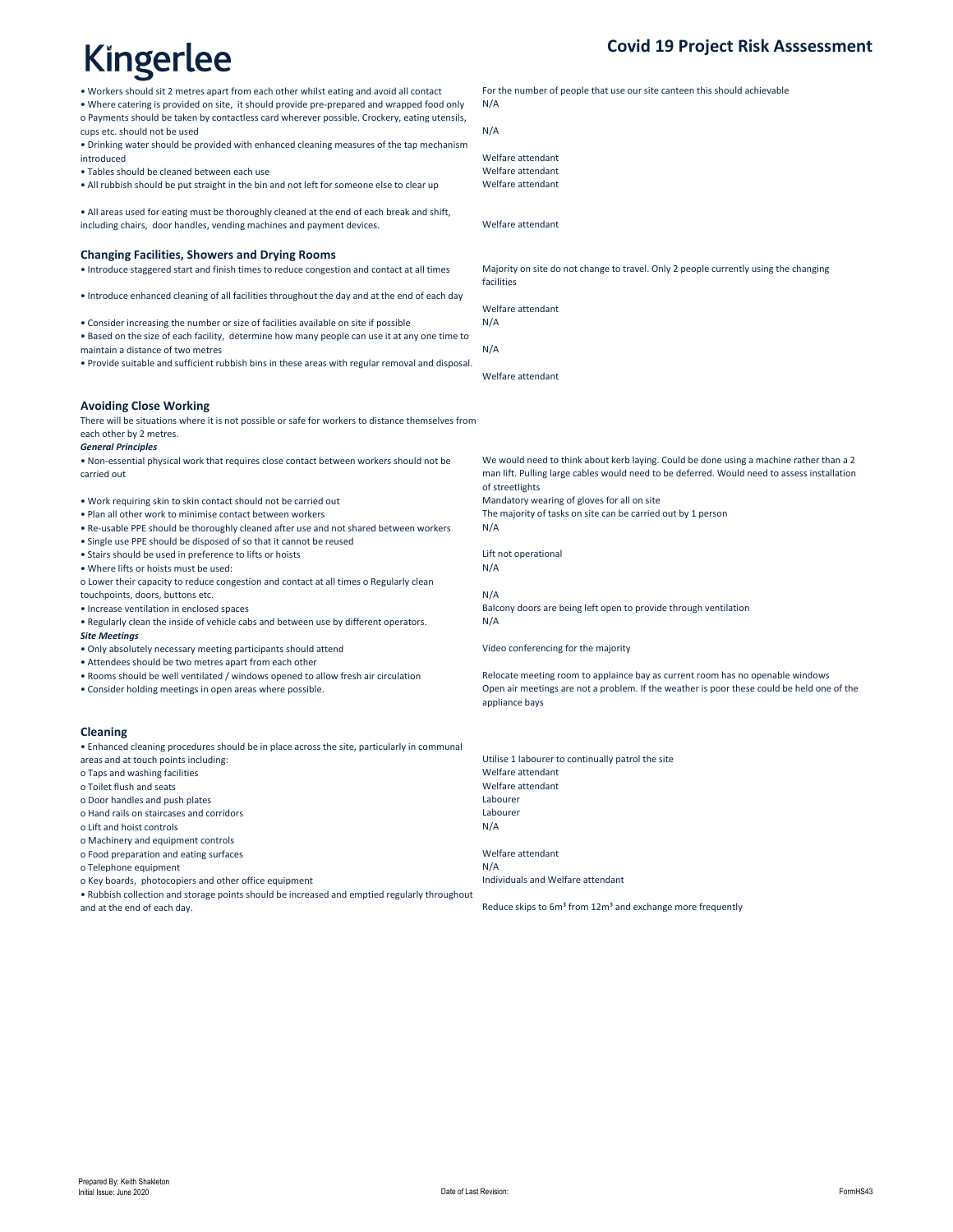| | |
|---|---|
| • Workers should sit 2 metres apart from each other whilst eating and avoid all contact | For the number of people that use our site canteen this should achievable |
| • Where catering is provided on site, it should provide pre-prepared and wrapped food only | N/A |
| o Payments should be taken by contactless card wherever possible. Crockery, eating utensils, cups etc. should not be used | N/A |
| • Drinking water should be provided with enhanced cleaning measures of the tap mechanism introduced | Welfare attendant |
| • Tables should be cleaned between each use | Welfare attendant |
| • All rubbish should be put straight in the bin and not left for someone else to clear up | Welfare attendant |
| • All areas used for eating must be thoroughly cleaned at the end of each break and shift, including chairs, door handles, vending machines and payment devices. | Welfare attendant |
| **Changing Facilities, Showers and Drying Rooms** | |
| • Introduce staggered start and finish times to reduce congestion and contact at all times | Majority on site do not change to travel. Only 2 people currently using the changing facilities |
| • Introduce enhanced cleaning of all facilities throughout the day and at the end of each day | Welfare attendant |
| • Consider increasing the number or size of facilities available on site if possible | N/A |
| • Based on the size of each facility, determine how many people can use it at any one time to maintain a distance of two metres | N/A |
| • Provide suitable and sufficient rubbish bins in these areas with regular removal and disposal. | Welfare attendant |
| **Avoiding Close Working** | |
| There will be situations where it is not possible or safe for workers to distance themselves from each other by 2 metres. | |
| ***General Principles*** | |
| • Non-essential physical work that requires close contact between workers should not be carried out | We would need to think about kerb laying. Could be done using a machine rather than a 2 man lift. Pulling large cables would need to be deferred. Would need to assess installation of streetlights |
| • Work requiring skin to skin contact should not be carried out | Mandatory wearing of gloves for all on site |
| • Plan all other work to minimise contact between workers | The majority of tasks on site can be carried out by 1 person |
| • Re-usable PPE should be thoroughly cleaned after use and not shared between workers | N/A |
| • Single use PPE should be disposed of so that it cannot be reused | |
| • Stairs should be used in preference to lifts or hoists | Lift not operational |
| • Where lifts or hoists must be used: | N/A |
| o Lower their capacity to reduce congestion and contact at all times o Regularly clean touchpoints, doors, buttons etc. | N/A |
| • Increase ventilation in enclosed spaces | Balcony doors are being left open to provide through ventilation |
| • Regularly clean the inside of vehicle cabs and between use by different operators. | N/A |
| ***Site Meetings*** | |
| • Only absolutely necessary meeting participants should attend | Video conferencing for the majority |
| • Attendees should be two metres apart from each other | |
| • Rooms should be well ventilated / windows opened to allow fresh air circulation | Relocate meeting room to applaince bay as current room has no openable windows |
| • Consider holding meetings in open areas where possible. | Open air meetings are not a problem. If the weather is poor these could be held one of the appliance bays |
| **Cleaning** | |
| • Enhanced cleaning procedures should be in place across the site, particularly in communal areas and at touch points including: | Utilise 1 labourer to continually patrol the site |
| o Taps and washing facilities | Welfare attendant |
| o Toilet flush and seats | Welfare attendant |
| o Door handles and push plates | Labourer |
| o Hand rails on staircases and corridors | Labourer |
| o Lift and hoist controls | N/A |
| o Machinery and equipment controls | |
| o Food preparation and eating surfaces | Welfare attendant |
| o Telephone equipment | N/A |
| o Key boards, photocopiers and other office equipment | Individuals and Welfare attendant |
| • Rubbish collection and storage points should be increased and emptied regularly throughout and at the end of each day. | Reduce skips to $6m^3$ from $12m^3$ and exchange more frequently |